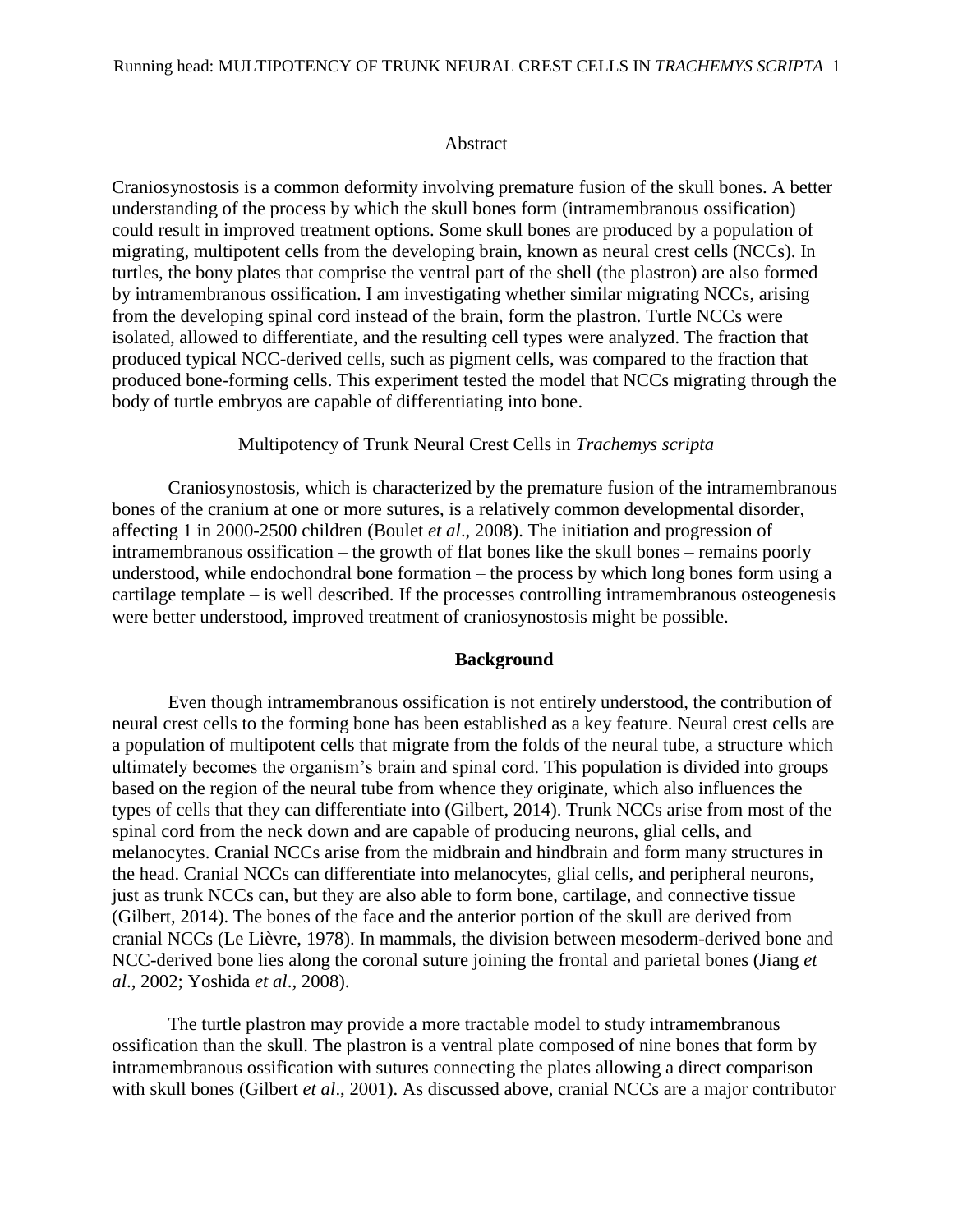## Abstract

Craniosynostosis is a common deformity involving premature fusion of the skull bones. A better understanding of the process by which the skull bones form (intramembranous ossification) could result in improved treatment options. Some skull bones are produced by a population of migrating, multipotent cells from the developing brain, known as neural crest cells (NCCs). In turtles, the bony plates that comprise the ventral part of the shell (the plastron) are also formed by intramembranous ossification. I am investigating whether similar migrating NCCs, arising from the developing spinal cord instead of the brain, form the plastron. Turtle NCCs were isolated, allowed to differentiate, and the resulting cell types were analyzed. The fraction that produced typical NCC-derived cells, such as pigment cells, was compared to the fraction that produced bone-forming cells. This experiment tested the model that NCCs migrating through the body of turtle embryos are capable of differentiating into bone.

# Multipotency of Trunk Neural Crest Cells in *Trachemys scripta*

Craniosynostosis, which is characterized by the premature fusion of the intramembranous bones of the cranium at one or more sutures, is a relatively common developmental disorder, affecting 1 in 2000-2500 children (Boulet *et al*., 2008). The initiation and progression of intramembranous ossification – the growth of flat bones like the skull bones – remains poorly understood, while endochondral bone formation – the process by which long bones form using a cartilage template – is well described. If the processes controlling intramembranous osteogenesis were better understood, improved treatment of craniosynostosis might be possible.

## Background

Even though intramembranous ossification is not entirely understood, the contribution of neural crest cells to the forming bone has been established as a key feature. Neural crest cells are a population of multipotent cells that migrate from the folds of the neural tube, a structure which ultimately becomes the organism's brain and spinal cord. This population is divided into groups based on the region of the neural tube from whence they originate, which also influences the types of cells that they can differentiate into (Gilbert, 2014). Trunk NCCs arise from most of the spinal cord from the neck down and are capable of producing neurons, glial cells, and melanocytes. Cranial NCCs arise from the midbrain and hindbrain and form many structures in the head. Cranial NCCs can differentiate into melanocytes, glial cells, and peripheral neurons, just as trunk NCCs can, but they are also able to form bone, cartilage, and connective tissue (Gilbert, 2014). The bones of the face and the anterior portion of the skull are derived from cranial NCCs (Le Lièvre, 1978). In mammals, the division between mesoderm-derived bone and NCC-derived bone lies along the coronal suture joining the frontal and parietal bones (Jiang *et al*., 2002; Yoshida *et al*., 2008).

The turtle plastron may provide a more tractable model to study intramembranous ossification than the skull. The plastron is a ventral plate composed of nine bones that form by intramembranous ossification with sutures connecting the plates allowing a direct comparison with skull bones (Gilbert *et al*., 2001). As discussed above, cranial NCCs are a major contributor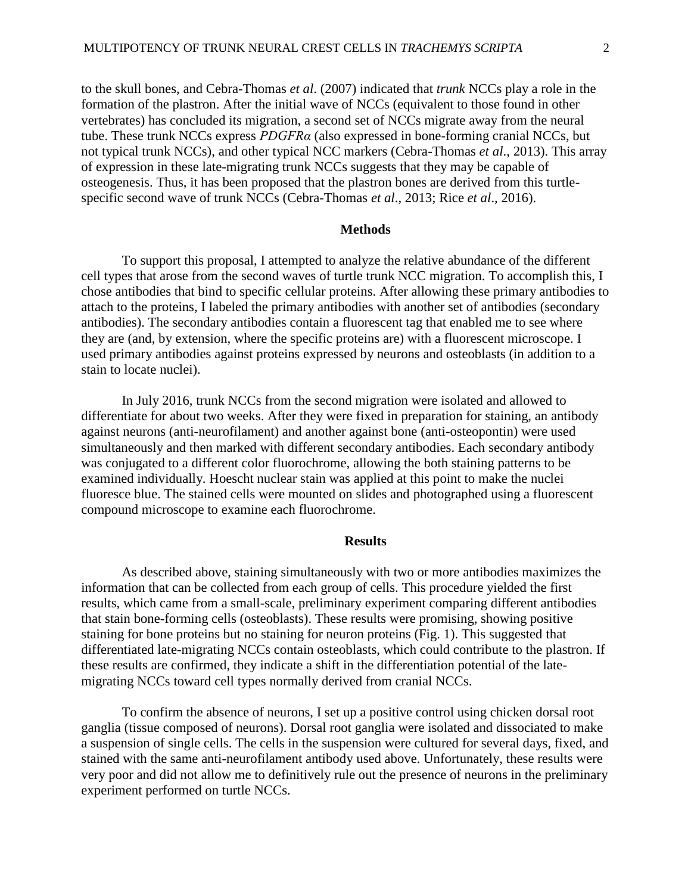to the skull bones, and Cebra-Thomas *et al*. (2007) indicated that *trunk* NCCs play a role in the formation of the plastron. After the initial wave of NCCs (equivalent to those found in other vertebrates) has concluded its migration, a second set of NCCs migrate away from the neural tube. These trunk NCCs express *PDGFRα* (also expressed in bone-forming cranial NCCs, but not typical trunk NCCs), and other typical NCC markers (Cebra-Thomas *et al*., 2013). This array of expression in these late-migrating trunk NCCs suggests that they may be capable of osteogenesis. Thus, it has been proposed that the plastron bones are derived from this turtle-specific second wave of trunk NCCs (Cebra-Thomas *et al*., 2013; Rice *et al*., 2016).

## Methods

To support this proposal, I attempted to analyze the relative abundance of the different cell types that arose from the second waves of turtle trunk NCC migration. To accomplish this, I chose antibodies that bind to specific cellular proteins. After allowing these primary antibodies to attach to the proteins, I labeled the primary antibodies with another set of antibodies (secondary antibodies). The secondary antibodies contain a fluorescent tag that enabled me to see where they are (and, by extension, where the specific proteins are) with a fluorescent microscope. I used primary antibodies against proteins expressed by neurons and osteoblasts (in addition to a stain to locate nuclei).

In July 2016, trunk NCCs from the second migration were isolated and allowed to differentiate for about two weeks. After they were fixed in preparation for staining, an antibody against neurons (anti-neurofilament) and another against bone (anti-osteopontin) were used simultaneously and then marked with different secondary antibodies. Each secondary antibody was conjugated to a different color fluorochrome, allowing the both staining patterns to be examined individually. Hoescht nuclear stain was applied at this point to make the nuclei fluoresce blue. The stained cells were mounted on slides and photographed using a fluorescent compound microscope to examine each fluorochrome.

## Results

As described above, staining simultaneously with two or more antibodies maximizes the information that can be collected from each group of cells. This procedure yielded the first results, which came from a small-scale, preliminary experiment comparing different antibodies that stain bone-forming cells (osteoblasts). These results were promising, showing positive staining for bone proteins but no staining for neuron proteins (Fig. 1). This suggested that differentiated late-migrating NCCs contain osteoblasts, which could contribute to the plastron. If these results are confirmed, they indicate a shift in the differentiation potential of the late-migrating NCCs toward cell types normally derived from cranial NCCs.

To confirm the absence of neurons, I set up a positive control using chicken dorsal root ganglia (tissue composed of neurons). Dorsal root ganglia were isolated and dissociated to make a suspension of single cells. The cells in the suspension were cultured for several days, fixed, and stained with the same anti-neurofilament antibody used above. Unfortunately, these results were very poor and did not allow me to definitively rule out the presence of neurons in the preliminary experiment performed on turtle NCCs.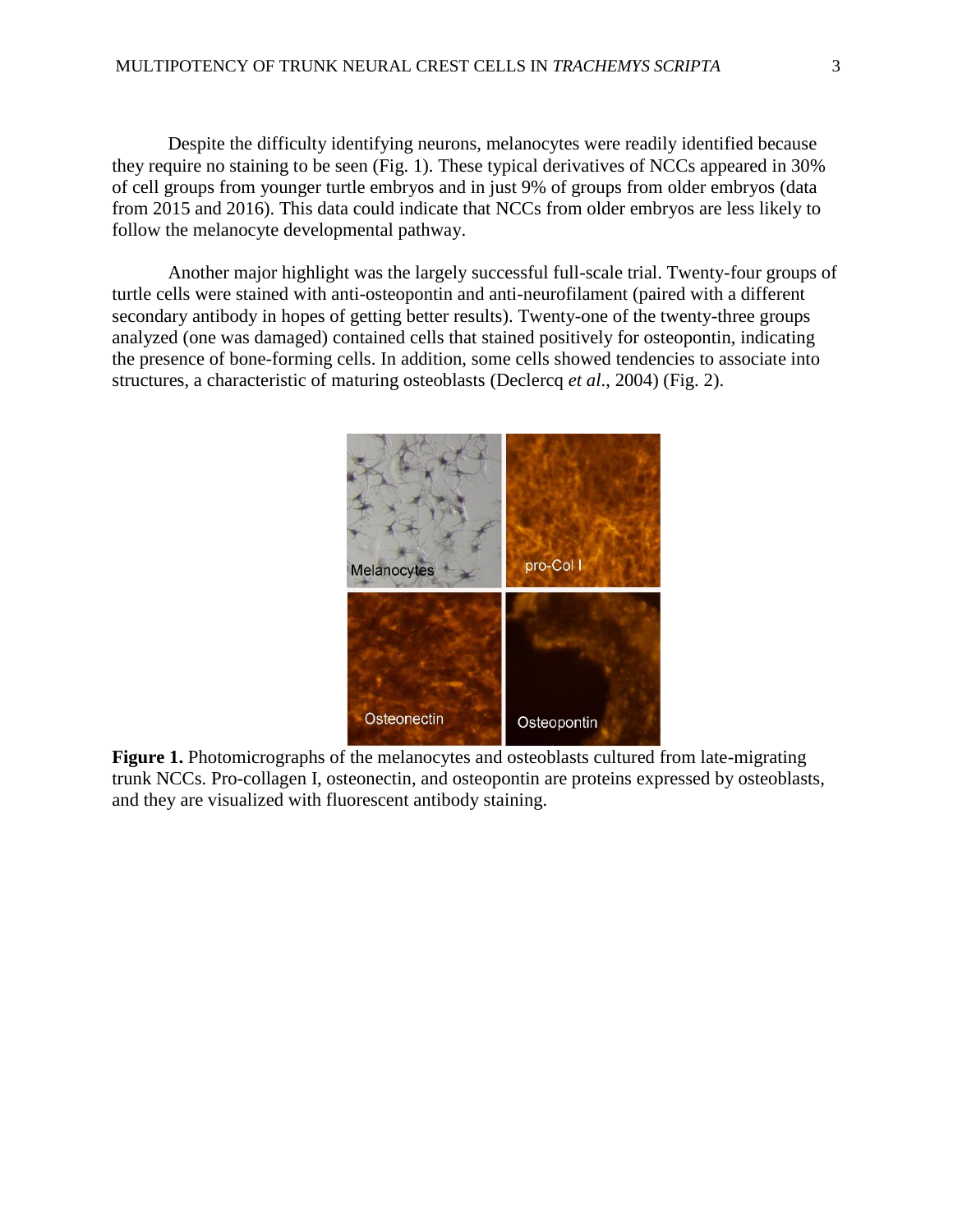Despite the difficulty identifying neurons, melanocytes were readily identified because they require no staining to be seen (Fig. 1). These typical derivatives of NCCs appeared in 30% of cell groups from younger turtle embryos and in just 9% of groups from older embryos (data from 2015 and 2016). This data could indicate that NCCs from older embryos are less likely to follow the melanocyte developmental pathway.

Another major highlight was the largely successful full-scale trial. Twenty-four groups of turtle cells were stained with anti-osteopontin and anti-neurofilament (paired with a different secondary antibody in hopes of getting better results). Twenty-one of the twenty-three groups analyzed (one was damaged) contained cells that stained positively for osteopontin, indicating the presence of bone-forming cells. In addition, some cells showed tendencies to associate into structures, a characteristic of maturing osteoblasts (Declercq *et al*., 2004) (Fig. 2).

**Figure 1.** Photomicrographs of the melanocytes and osteoblasts cultured from late-migrating trunk NCCs. Pro-collagen I, osteonectin, and osteopontin are proteins expressed by osteoblasts, and they are visualized with fluorescent antibody staining.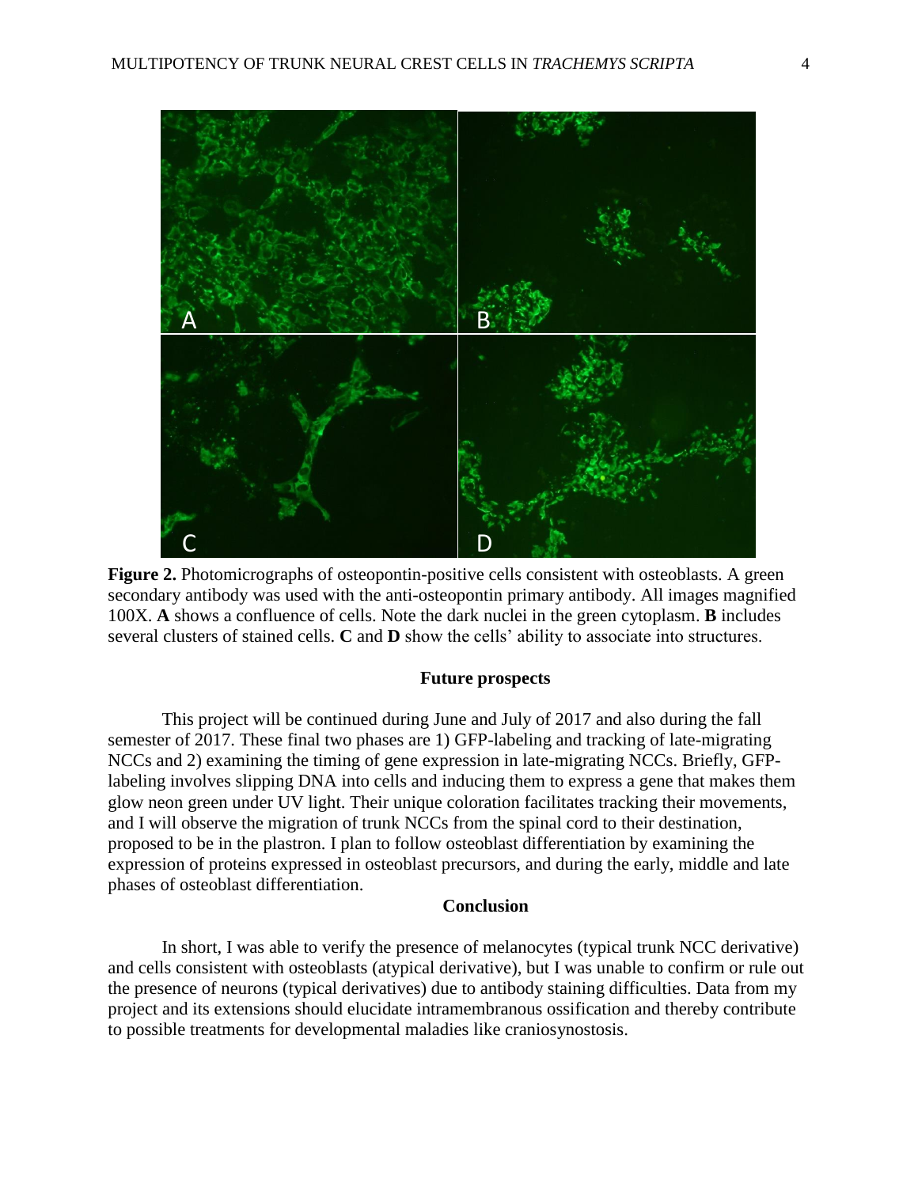**Figure 2.** Photomicrographs of osteopontin-positive cells consistent with osteoblasts. A green secondary antibody was used with the anti-osteopontin primary antibody. All images magnified 100X. **A** shows a confluence of cells. Note the dark nuclei in the green cytoplasm. **B** includes several clusters of stained cells. **C** and **D** show the cells' ability to associate into structures.

## Future prospects

This project will be continued during June and July of 2017 and also during the fall semester of 2017. These final two phases are 1) GFP-labeling and tracking of late-migrating NCCs and 2) examining the timing of gene expression in late-migrating NCCs. Briefly, GFP-labeling involves slipping DNA into cells and inducing them to express a gene that makes them glow neon green under UV light. Their unique coloration facilitates tracking their movements, and I will observe the migration of trunk NCCs from the spinal cord to their destination, proposed to be in the plastron. I plan to follow osteoblast differentiation by examining the expression of proteins expressed in osteoblast precursors, and during the early, middle and late phases of osteoblast differentiation.

## Conclusion

In short, I was able to verify the presence of melanocytes (typical trunk NCC derivative) and cells consistent with osteoblasts (atypical derivative), but I was unable to confirm or rule out the presence of neurons (typical derivatives) due to antibody staining difficulties. Data from my project and its extensions should elucidate intramembranous ossification and thereby contribute to possible treatments for developmental maladies like craniosynostosis.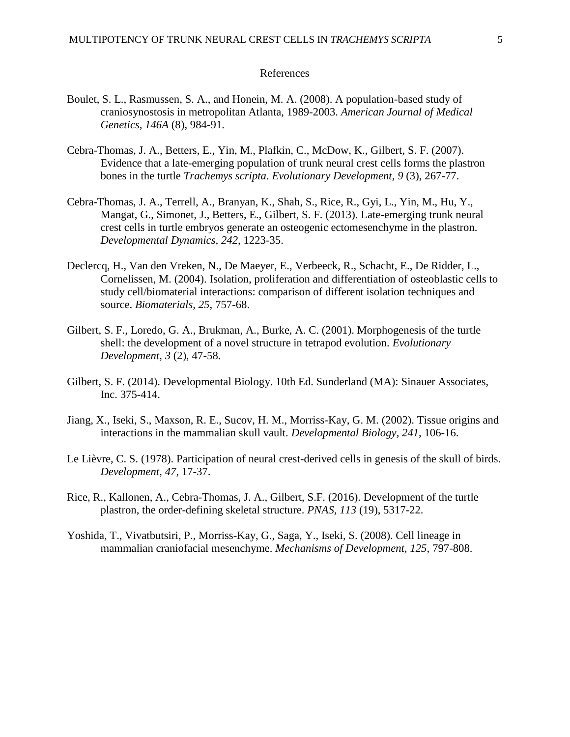# References

Boulet, S. L., Rasmussen, S. A., and Honein, M. A. (2008). A population-based study of craniosynostosis in metropolitan Atlanta, 1989-2003. *American Journal of Medical Genetics, 146A* (8), 984-91.

Cebra-Thomas, J. A., Betters, E., Yin, M., Plafkin, C., McDow, K., Gilbert, S. F. (2007). Evidence that a late-emerging population of trunk neural crest cells forms the plastron bones in the turtle *Trachemys scripta*. *Evolutionary Development, 9* (3), 267-77.

Cebra-Thomas, J. A., Terrell, A., Branyan, K., Shah, S., Rice, R., Gyi, L., Yin, M., Hu, Y., Mangat, G., Simonet, J., Betters, E., Gilbert, S. F. (2013). Late-emerging trunk neural crest cells in turtle embryos generate an osteogenic ectomesenchyme in the plastron. *Developmental Dynamics, 242*, 1223-35.

Declercq, H., Van den Vreken, N., De Maeyer, E., Verbeeck, R., Schacht, E., De Ridder, L., Cornelissen, M. (2004). Isolation, proliferation and differentiation of osteoblastic cells to study cell/biomaterial interactions: comparison of different isolation techniques and source. *Biomaterials, 25*, 757-68.

Gilbert, S. F., Loredo, G. A., Brukman, A., Burke, A. C. (2001). Morphogenesis of the turtle shell: the development of a novel structure in tetrapod evolution. *Evolutionary Development, 3* (2), 47-58.

Gilbert, S. F. (2014). Developmental Biology. 10th Ed. Sunderland (MA): Sinauer Associates, Inc. 375-414.

Jiang, X., Iseki, S., Maxson, R. E., Sucov, H. M., Morriss-Kay, G. M. (2002). Tissue origins and interactions in the mammalian skull vault. *Developmental Biology, 241*, 106-16.

Le Lièvre, C. S. (1978). Participation of neural crest-derived cells in genesis of the skull of birds. *Development, 47*, 17-37.

Rice, R., Kallonen, A., Cebra-Thomas, J. A., Gilbert, S.F. (2016). Development of the turtle plastron, the order-defining skeletal structure. *PNAS, 113* (19), 5317-22.

Yoshida, T., Vivatbutsiri, P., Morriss-Kay, G., Saga, Y., Iseki, S. (2008). Cell lineage in mammalian craniofacial mesenchyme. *Mechanisms of Development, 125*, 797-808.